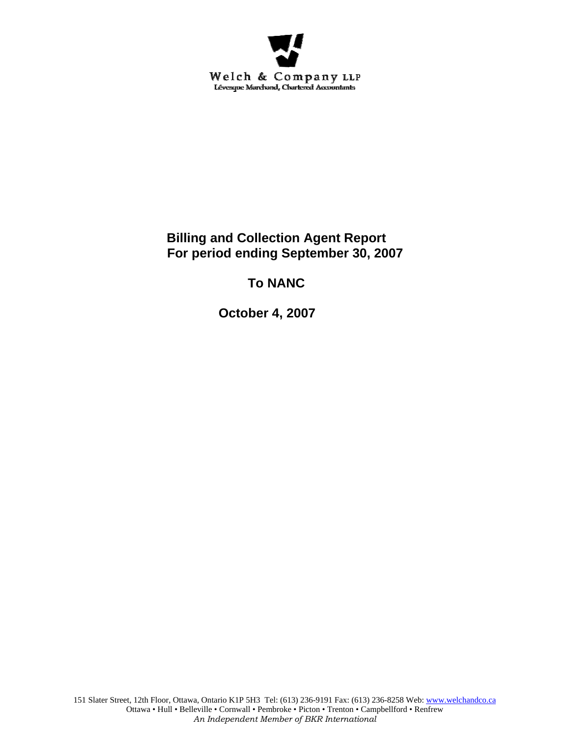Welch & Company LLP
Lévesque Marchand, Chartered Accountants

# Billing and Collection Agent Report
# For period ending September 30, 2007

## To NANC

## October 4, 2007

151 Slater Street, 12th Floor, Ottawa, Ontario K1P 5H3 Tel: (613) 236-9191 Fax: (613) 236-8258 Web: www.welchandco.ca
Ottawa • Hull • Belleville • Cornwall • Pembroke • Picton • Trenton • Campbellford • Renfrew
*An Independent Member of BKR International*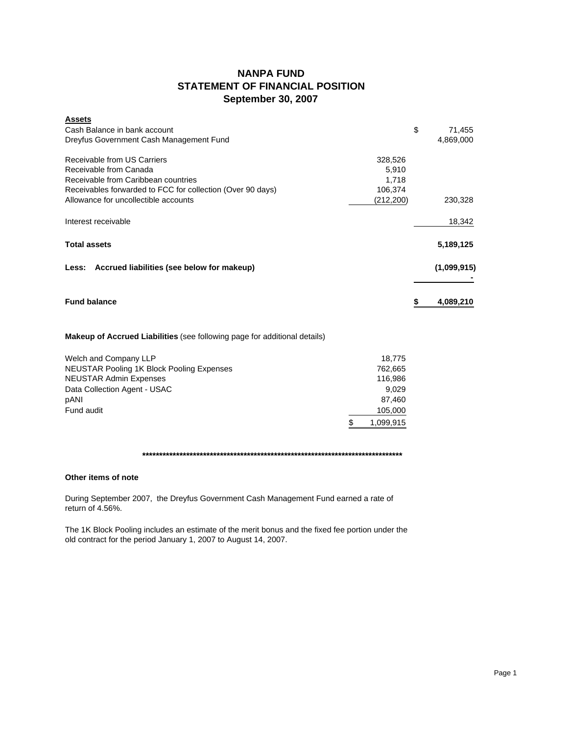# NANPA FUND
## STATEMENT OF FINANCIAL POSITION
## September 30, 2007

| **Assets** | | |
|---|---|---|
| Cash Balance in bank account | | $ 71,455 |
| Dreyfus Government Cash Management Fund | | 4,869,000 |
| | | |
| Receivable from US Carriers | 328,526 | |
| Receivable from Canada | 5,910 | |
| Receivable from Caribbean countries | 1,718 | |
| Receivables forwarded to FCC for collection (Over 90 days) | 106,374 | |
| Allowance for uncollectible accounts | (212,200) | 230,328 |
| | | |
| Interest receivable | | 18,342 |
| | | |
| **Total assets** | | **5,189,125** |
| | | |
| **Less: Accrued liabilities (see below for makeup)** | | **(1,099,915)** |
| | | **-** |
| | | |
| **Fund balance** | | **$ 4,089,210** |

**Makeup of Accrued Liabilities** (see following page for additional details)

| | |
|---|---|
| Welch and Company LLP | 18,775 |
| NEUSTAR Pooling 1K Block Pooling Expenses | 762,665 |
| NEUSTAR Admin Expenses | 116,986 |
| Data Collection Agent - USAC | 9,029 |
| pANI | 87,460 |
| Fund audit | 105,000 |
| | $ 1,099,915 |

*******************************************************************************

**Other items of note**

During September 2007, the Dreyfus Government Cash Management Fund earned a rate of return of 4.56%.

The 1K Block Pooling includes an estimate of the merit bonus and the fixed fee portion under the old contract for the period January 1, 2007 to August 14, 2007.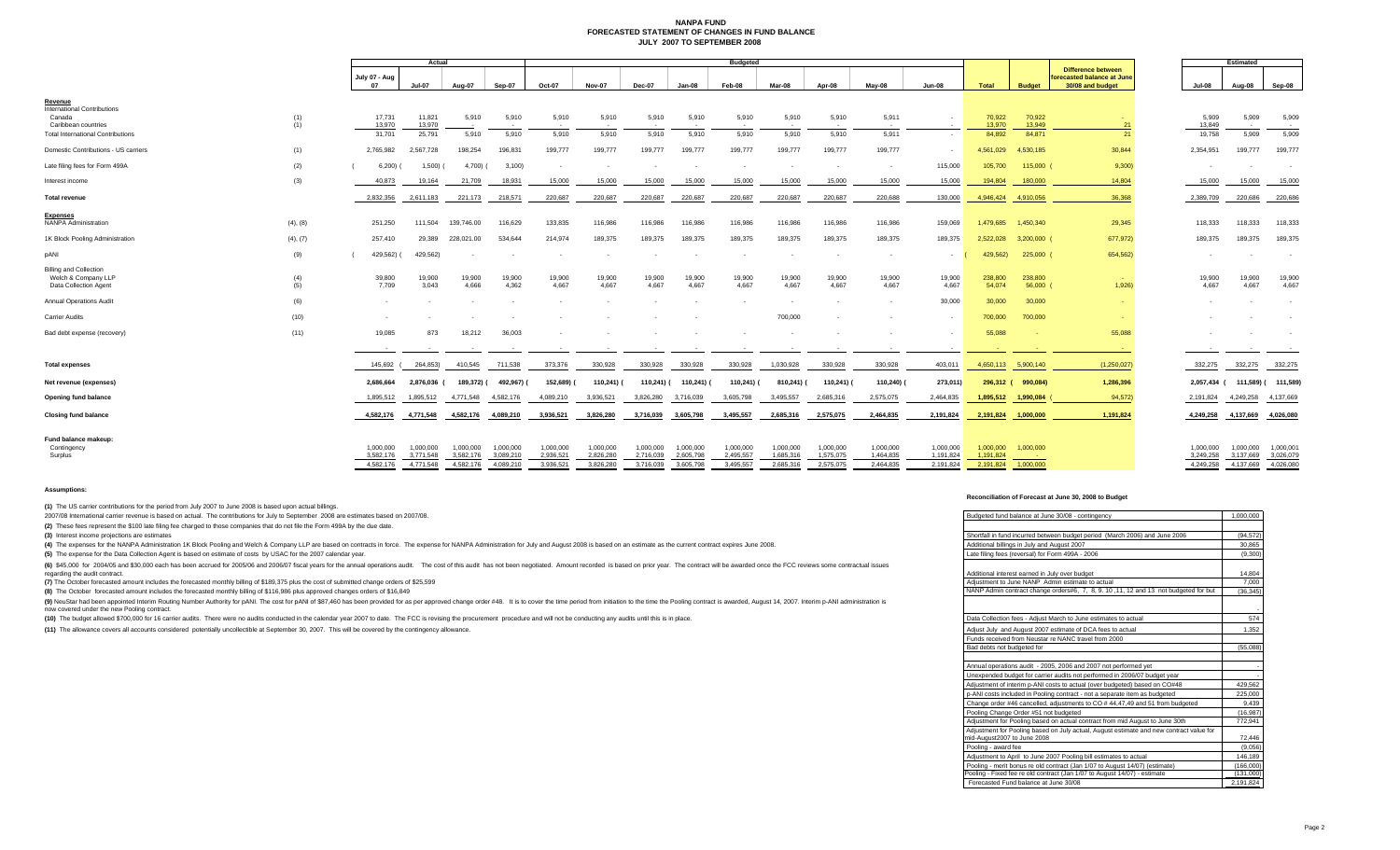# NANPA FUND
## FORECASTED STATEMENT OF CHANGES IN FUND BALANCE
## JULY 2007 TO SEPTEMBER 2008

| | | Actual | | | | Budgeted | | | | | | | | | | | Difference between forecasted balance at June 30/08 and budget | Estimated | | |
|---|---|---|---|---|---|---|---|---|---|---|---|---|---|---|---|---|---|---|---|---|
| | | July 07 - Aug 07 | Jul-07 | Aug-07 | Sep-07 | Oct-07 | Nov-07 | Dec-07 | Jan-08 | Feb-08 | Mar-08 | Apr-08 | May-08 | Jun-08 | Total | Budget | | Jul-08 | Aug-08 | Sep-08 |
| **Revenue** | | | | | | | | | | | | | | | | | | | | |
| International Contributions | | | | | | | | | | | | | | | | | | | | |
| Canada | (1) | 17,731 | 11,821 | 5,910 | 5,910 | 5,910 | 5,910 | 5,910 | 5,910 | 5,910 | 5,910 | 5,910 | 5,911 | - | 70,922 | 70,922 | - | 5,909 | 5,909 | 5,909 |
| Caribbean countries | (1) | 13,970 | 13,970 | - | - | - | - | - | - | - | - | - | - | - | 13,970 | 13,949 | 21 | 13,849 | - | - |
| Total International Contributions | | 31,701 | 25,791 | 5,910 | 5,910 | 5,910 | 5,910 | 5,910 | 5,910 | 5,910 | 5,910 | 5,910 | 5,911 | - | 84,892 | 84,871 | 21 | 19,758 | 5,909 | 5,909 |
| Domestic Contributions - US carriers | (1) | 2,765,982 | 2,567,728 | 198,254 | 196,831 | 199,777 | 199,777 | 199,777 | 199,777 | 199,777 | 199,777 | 199,777 | 199,777 | - | 4,561,029 | 4,530,185 | 30,844 | 2,354,951 | 199,777 | 199,777 |
| Late filing fees for Form 499A | (2) | (6,200) | (1,500) | (4,700) | (3,100) | - | - | - | - | - | - | - | - | 115,000 | 105,700 | 115,000 | (9,300) | - | - | - |
| Interest income | (3) | 40,873 | 19,164 | 21,709 | 18,931 | 15,000 | 15,000 | 15,000 | 15,000 | 15,000 | 15,000 | 15,000 | 15,000 | 15,000 | 194,804 | 180,000 | 14,804 | 15,000 | 15,000 | 15,000 |
| **Total revenue** | | 2,832,356 | 2,611,183 | 221,173 | 218,571 | 220,687 | 220,687 | 220,687 | 220,687 | 220,687 | 220,687 | 220,687 | 220,688 | 130,000 | 4,946,424 | 4,910,056 | 36,368 | 2,389,709 | 220,686 | 220,686 |
| **Expenses** | | | | | | | | | | | | | | | | | | | | |
| NANPA Administration | (4), (8) | 251,250 | 111,504 | 139,746.00 | 116,629 | 133,835 | 116,986 | 116,986 | 116,986 | 116,986 | 116,986 | 116,986 | 116,986 | 159,069 | 1,479,685 | 1,450,340 | 29,345 | 118,333 | 118,333 | 118,333 |
| 1K Block Pooling Administration | (4), (7) | 257,410 | 29,389 | 228,021.00 | 534,644 | 214,974 | 189,375 | 189,375 | 189,375 | 189,375 | 189,375 | 189,375 | 189,375 | 189,375 | 2,522,028 | 3,200,000 | (677,972) | 189,375 | 189,375 | 189,375 |
| pANI | (9) | (429,562) | (429,562) | - | - | - | - | - | - | - | - | - | - | - | (429,562) | 225,000 | (654,562) | - | - | - |
| Billing and Collection | | | | | | | | | | | | | | | | | | | | |
| Welch & Company LLP | (4) | 39,800 | 19,900 | 19,900 | 19,900 | 19,900 | 19,900 | 19,900 | 19,900 | 19,900 | 19,900 | 19,900 | 19,900 | 19,900 | 238,800 | 238,800 | - | 19,900 | 19,900 | 19,900 |
| Data Collection Agent | (5) | 7,709 | 3,043 | 4,666 | 4,362 | 4,667 | 4,667 | 4,667 | 4,667 | 4,667 | 4,667 | 4,667 | 4,667 | 4,667 | 54,074 | 56,000 | (1,926) | 4,667 | 4,667 | 4,667 |
| Annual Operations Audit | (6) | - | - | - | - | - | - | - | - | - | - | - | - | 30,000 | 30,000 | 30,000 | - | - | - | - |
| Carrier Audits | (10) | - | - | - | - | - | - | - | - | - | 700,000 | - | - | - | 700,000 | 700,000 | - | - | - | - |
| Bad debt expense (recovery) | (11) | 19,085 | 873 | 18,212 | 36,003 | - | - | - | - | - | - | - | - | - | 55,088 | - | 55,088 | - | - | - |
| **Total expenses** | | 145,692 | (264,853) | 410,545 | 711,538 | 373,376 | 330,928 | 330,928 | 330,928 | 330,928 | 1,030,928 | 330,928 | 330,928 | 403,011 | 4,650,113 | 5,900,140 | (1,250,027) | 332,275 | 332,275 | 332,275 |
| **Net revenue (expenses)** | | 2,686,664 | 2,876,036 | (189,372) | (492,967) | (152,689) | (110,241) | (110,241) | (110,241) | (110,241) | (810,241) | (110,241) | (110,240) | (273,011) | 296,312 | (990,084) | 1,286,396 | 2,057,434 | (111,589) | (111,589) |
| **Opening fund balance** | | 1,895,512 | 1,895,512 | 4,771,548 | 4,582,176 | 4,089,210 | 3,936,521 | 3,826,280 | 3,716,039 | 3,605,798 | 3,495,557 | 2,685,316 | 2,575,075 | 2,464,835 | 1,895,512 | 1,990,084 | (94,572) | 2,191,824 | 4,249,258 | 4,137,669 |
| **Closing fund balance** | | 4,582,176 | 4,771,548 | 4,582,176 | 4,089,210 | 3,936,521 | 3,826,280 | 3,716,039 | 3,605,798 | 3,495,557 | 2,685,316 | 2,575,075 | 2,464,835 | 2,191,824 | 2,191,824 | 1,000,000 | 1,191,824 | 4,249,258 | 4,137,669 | 4,026,080 |
| **Fund balance makeup:** | | | | | | | | | | | | | | | | | | | | |
| Contingency | | 1,000,000 | 1,000,000 | 1,000,000 | 1,000,000 | 1,000,000 | 1,000,000 | 1,000,000 | 1,000,000 | 1,000,000 | 1,000,000 | 1,000,000 | 1,000,000 | 1,000,000 | 1,000,000 | 1,000,000 | | 1,000,000 | 1,000,000 | 1,000,001 |
| Surplus | | 3,582,176 | 3,771,548 | 3,582,176 | 3,089,210 | 2,936,521 | 2,826,280 | 2,716,039 | 2,605,798 | 2,495,557 | 1,685,316 | 1,575,075 | 1,464,835 | 1,191,824 | 1,191,824 | - | | 3,249,258 | 3,137,669 | 3,026,079 |
| | | 4,582,176 | 4,771,548 | 4,582,176 | 4,089,210 | 3,936,521 | 3,826,280 | 3,716,039 | 3,605,798 | 3,495,557 | 2,685,316 | 2,575,075 | 2,464,835 | 2,191,824 | 2,191,824 | 1,000,000 | | 4,249,258 | 4,137,669 | 4,026,080 |

**Assumptions:**

**(1)** The US carrier contributions for the period from July 2007 to June 2008 is based upon actual billings.

2007/08 International carrier revenue is based on actual. The contributions for July to September 2008 are estimates based on 2007/08.

**(2)** These fees represent the $100 late filing fee charged to those companies that do not file the Form 499A by the due date.

**(3)** Interest income projections are estimates

**(4)** The expenses for the NANPA Administration 1K Block Pooling and Welch & Company LLP are based on contracts in force. The expense for NANPA Administration for July and August 2008 is based on an estimate as the current contract expires June 2008.

**(5)** The expense for the Data Collection Agent is based on estimate of costs by USAC for the 2007 calendar year.

**(6)** $45,000 for 2004/05 and $30,000 each has been accrued for 2005/06 and 2006/07 fiscal years for the annual operations audit. The cost of this audit has not been negotiated. Amount recorded is based on prior year. The contract will be awarded once the FCC reviews some contractual issues regarding the audit contract.

**(7)** The October forecasted amount includes the forecasted monthly billing of $189,375 plus the cost of submitted change orders of $25,599

**(8)** The October forecasted amount includes the forecasted monthly billing of $116,986 plus approved changes orders of $16,849

**(9)** NeuStar had been appointed Interim Routing Number Authority for pANI. The cost for pANI of $87,460 has been provided for as per approved change order #48. It is to cover the time period from initiation to the time the Pooling contract is awarded, August 14, 2007. Interim p-ANI administration is now covered under the new Pooling contract.

**(10)** The budget allowed $700,000 for 16 carrier audits. There were no audits conducted in the calendar year 2007 to date. The FCC is revising the procurement procedure and will not be conducting any audits until this is in place.

**(11)** The allowance covers all accounts considered potentially uncollectible at September 30, 2007. This will be covered by the contingency allowance.

**Reconciliation of Forecast at June 30, 2008 to Budget**

| | |
|---|---|
| Budgeted fund balance at June 30/08 - contingency | 1,000,000 |
| | |
| Shortfall in fund incurred between budget period (March 2006) and June 2006 | (94,572) |
| Additional billings in July and August 2007 | 30,865 |
| Late filing fees (reversal) for Form 499A - 2006 | (9,300) |
| | |
| Additional interest earned in July over budget | 14,804 |
| Adjustment to June NANP Admin estimate to actual | 7,000 |
| NANP Admin contract change orders#6, 7, 8, 9, 10 ,11, 12 and 13 not budgeted for but | (36,345) |
| | |
| | - |
| Data Collection fees - Adjust March to June estimates to actual | 574 |
| Adjust July and August 2007 estimate of DCA fees to actual | 1,352 |
| Funds received from Neustar re NANC travel from 2000 | |
| Bad debts not budgeted for | (55,088) |
| | |
| Annual operations audit - 2005, 2006 and 2007 not performed yet | - |
| Unexpended budget for carrier audits not performed in 2006/07 budget year | - |
| Adjustment of interim p-ANI costs to actual (over budgeted) based on CO#48 | 429,562 |
| p-ANI costs included in Pooling contract - not a separate item as budgeted | 225,000 |
| Change order #46 cancelled, adjustments to CO # 44,47,49 and 51 from budgeted | 9,439 |
| Pooling Change Order #51 not budgeted | (16,987) |
| Adjustment for Pooling based on actual contract from mid August to June 30th | 772,941 |
| Adjustment for Pooling based on July actual, August estimate and new contract value for mid-August2007 to June 2008 | 72,446 |
| Pooling - award fee | (9,056) |
| Adjustment to April to June 2007 Pooling bill estimates to actual | 146,189 |
| Pooling - merit bonus re old contract (Jan 1/07 to August 14/07) (estimate) | (166,000) |
| Pooling - Fixed fee re old contract (Jan 1/07 to August 14/07) - estimate | (131,000) |
| Forecasted Fund balance at June 30/08 | 2,191,824 |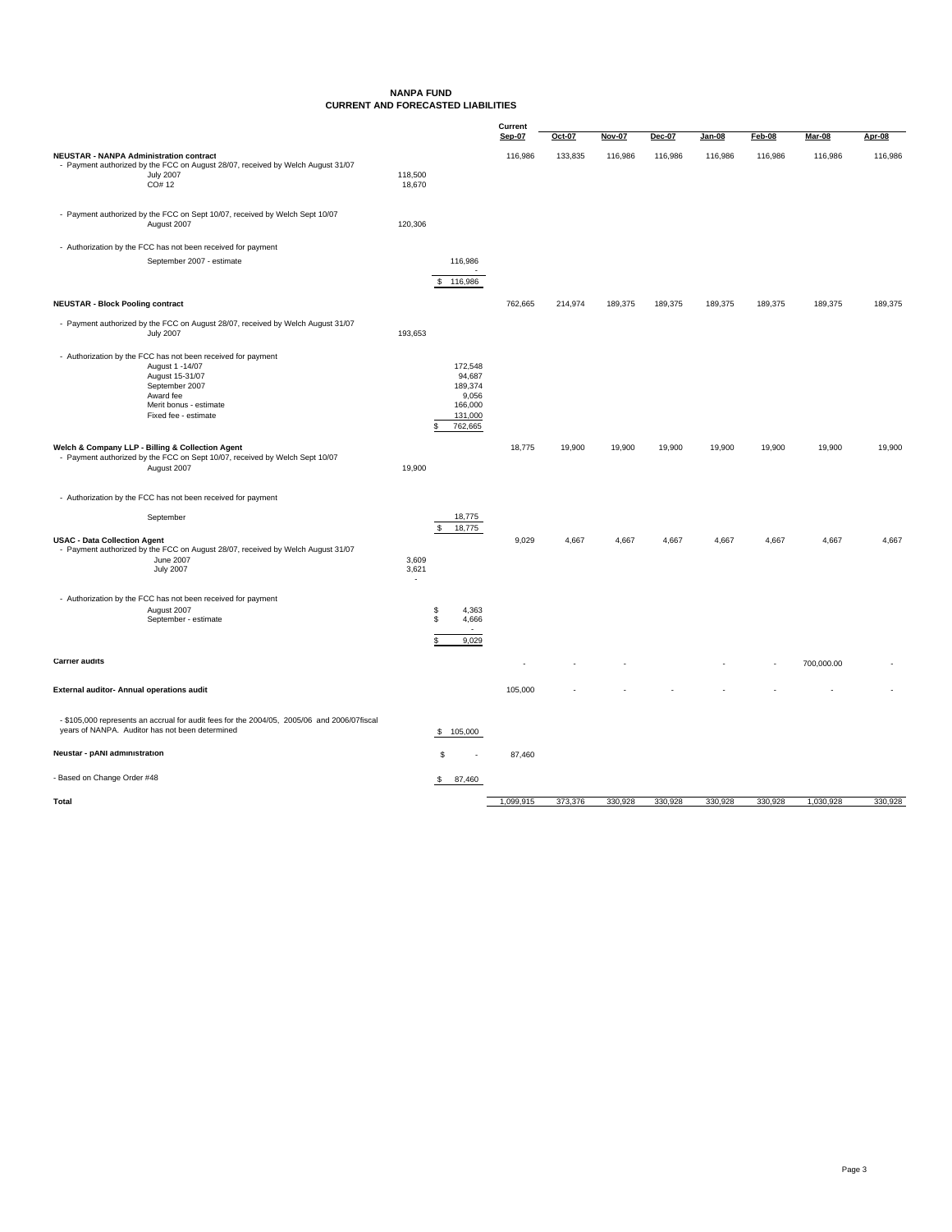# NANPA FUND
## CURRENT AND FORECASTED LIABILITIES

| | | | Current Sep-07 | Oct-07 | Nov-07 | Dec-07 | Jan-08 | Feb-08 | Mar-08 | Apr-08 |
|---|---|---|---|---|---|---|---|---|---|---|
| **NEUSTAR - NANPA Administration contract** | | | 116,986 | 133,835 | 116,986 | 116,986 | 116,986 | 116,986 | 116,986 | 116,986 |
| - Payment authorized by the FCC on August 28/07, received by Welch August 31/07 | | | | | | | | | | |
| July 2007 | 118,500 | | | | | | | | | |
| CO# 12 | 18,670 | | | | | | | | | |
| - Payment authorized by the FCC on Sept 10/07, received by Welch Sept 10/07 | | | | | | | | | | |
| August 2007 | 120,306 | | | | | | | | | |
| - Authorization by the FCC has not been received for payment | | | | | | | | | | |
| September 2007 - estimate | | 116,986 | | | | | | | | |
| | | - | | | | | | | | |
| | | $ 116,986 | | | | | | | | |
| **NEUSTAR - Block Pooling contract** | | | 762,665 | 214,974 | 189,375 | 189,375 | 189,375 | 189,375 | 189,375 | 189,375 |
| - Payment authorized by the FCC on August 28/07, received by Welch August 31/07 | | | | | | | | | | |
| July 2007 | 193,653 | | | | | | | | | |
| - Authorization by the FCC has not been received for payment | | | | | | | | | | |
| August 1 -14/07 | | 172,548 | | | | | | | | |
| August 15-31/07 | | 94,687 | | | | | | | | |
| September 2007 | | 189,374 | | | | | | | | |
| Award fee | | 9,056 | | | | | | | | |
| Merit bonus - estimate | | 166,000 | | | | | | | | |
| Fixed fee - estimate | | 131,000 | | | | | | | | |
| | | $ 762,665 | | | | | | | | |
| **Welch & Company LLP - Billing & Collection Agent** | | | 18,775 | 19,900 | 19,900 | 19,900 | 19,900 | 19,900 | 19,900 | 19,900 |
| - Payment authorized by the FCC on Sept 10/07, received by Welch Sept 10/07 | | | | | | | | | | |
| August 2007 | 19,900 | | | | | | | | | |
| - Authorization by the FCC has not been received for payment | | | | | | | | | | |
| September | | 18,775 | | | | | | | | |
| | | $ 18,775 | | | | | | | | |
| **USAC - Data Collection Agent** | | | 9,029 | 4,667 | 4,667 | 4,667 | 4,667 | 4,667 | 4,667 | 4,667 |
| - Payment authorized by the FCC on August 28/07, received by Welch August 31/07 | | | | | | | | | | |
| June 2007 | 3,609 | | | | | | | | | |
| July 2007 | 3,621 | | | | | | | | | |
| | - | | | | | | | | | |
| - Authorization by the FCC has not been received for payment | | | | | | | | | | |
| August 2007 | | $ 4,363 | | | | | | | | |
| September - estimate | | $ 4,666 | | | | | | | | |
| | | - | | | | | | | | |
| | | $ 9,029 | | | | | | | | |
| **Carrier audits** | | | - | - | - | - | - | - | 700,000.00 | - |
| **External auditor- Annual operations audit** | | | 105,000 | - | - | - | - | - | - | - |
| - $105,000 represents an accrual for audit fees for the 2004/05, 2005/06 and 2006/07fiscal years of NANPA. Auditor has not been determined | | $ 105,000 | | | | | | | | |
| **Neustar - pANI administration** | | $ - | 87,460 | | | | | | | |
| - Based on Change Order #48 | | $ 87,460 | | | | | | | | |
| **Total** | | | 1,099,915 | 373,376 | 330,928 | 330,928 | 330,928 | 330,928 | 1,030,928 | 330,928 |